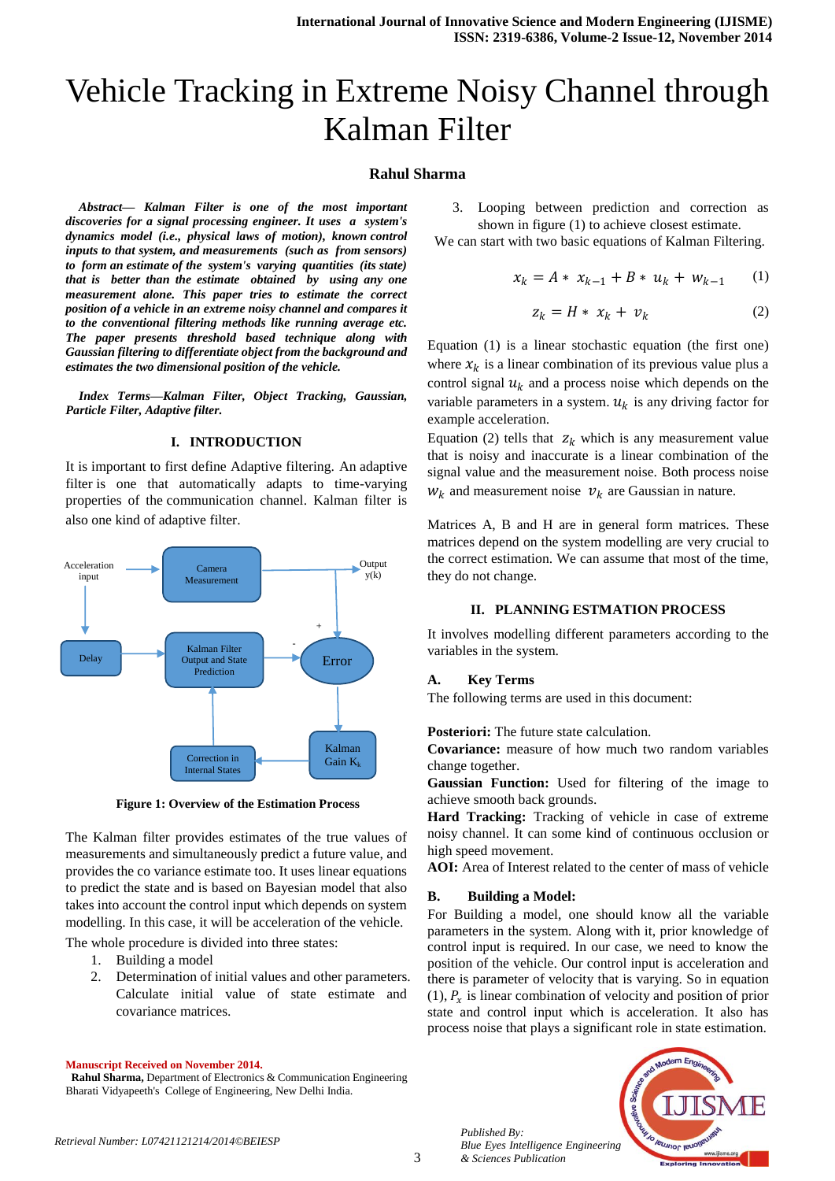# Vehicle Tracking in Extreme Noisy Channel through Kalman Filter

**Rahul Sharma**

***Abstract***— ***Kalman Filter is one of the most important discoveries for a signal processing engineer. It uses a system's dynamics model (i.e., physical laws of motion), known control inputs to that system, and measurements (such as from sensors) to form an estimate of the system's varying quantities (its state) that is better than the estimate obtained by using any one measurement alone. This paper tries to estimate the correct position of a vehicle in an extreme noisy channel and compares it to the conventional filtering methods like running average etc. The paper presents threshold based technique along with Gaussian filtering to differentiate object from the background and estimates the two dimensional position of the vehicle.***

***Index Terms***—***Kalman Filter, Object Tracking, Gaussian, Particle Filter, Adaptive filter.***

## I. INTRODUCTION

It is important to first define Adaptive filtering. An adaptive filter is one that automatically adapts to time-varying properties of the communication channel. Kalman filter is also one kind of adaptive filter.

**Figure 1: Overview of the Estimation Process**

The Kalman filter provides estimates of the true values of measurements and simultaneously predict a future value, and provides the co variance estimate too. It uses linear equations to predict the state and is based on Bayesian model that also takes into account the control input which depends on system modelling. In this case, it will be acceleration of the vehicle.

The whole procedure is divided into three states:

1. Building a model
2. Determination of initial values and other parameters. Calculate initial value of state estimate and covariance matrices.
3. Looping between prediction and correction as shown in figure (1) to achieve closest estimate.

We can start with two basic equations of Kalman Filtering.

$$x_k = A * x_{k-1} + B * u_k + w_{k-1} \quad (1)$$

$$z_k = H * x_k + v_k \quad (2)$$

Equation (1) is a linear stochastic equation (the first one) where $x_k$ is a linear combination of its previous value plus a control signal $u_k$ and a process noise which depends on the variable parameters in a system. $u_k$ is any driving factor for example acceleration.

Equation (2) tells that $z_k$ which is any measurement value that is noisy and inaccurate is a linear combination of the signal value and the measurement noise. Both process noise $w_k$ and measurement noise $v_k$ are Gaussian in nature.

Matrices A, B and H are in general form matrices. These matrices depend on the system modelling are very crucial to the correct estimation. We can assume that most of the time, they do not change.

## II. PLANNING ESTMATION PROCESS

It involves modelling different parameters according to the variables in the system.

### A. Key Terms

The following terms are used in this document:

**Posteriori:** The future state calculation.
**Covariance:** measure of how much two random variables change together.
**Gaussian Function:** Used for filtering of the image to achieve smooth back grounds.
**Hard Tracking:** Tracking of vehicle in case of extreme noisy channel. It can some kind of continuous occlusion or high speed movement.
**AOI:** Area of Interest related to the center of mass of vehicle

### B. Building a Model:

For Building a model, one should know all the variable parameters in the system. Along with it, prior knowledge of control input is required. In our case, we need to know the position of the vehicle. Our control input is acceleration and there is parameter of velocity that is varying. So in equation (1), $P_x$ is linear combination of velocity and position of prior state and control input which is acceleration. It also has process noise that plays a significant role in state estimation.

**Manuscript Received on November 2014.**
**Rahul Sharma,** Department of Electronics & Communication Engineering Bharati Vidyapeeth's College of Engineering, New Delhi India.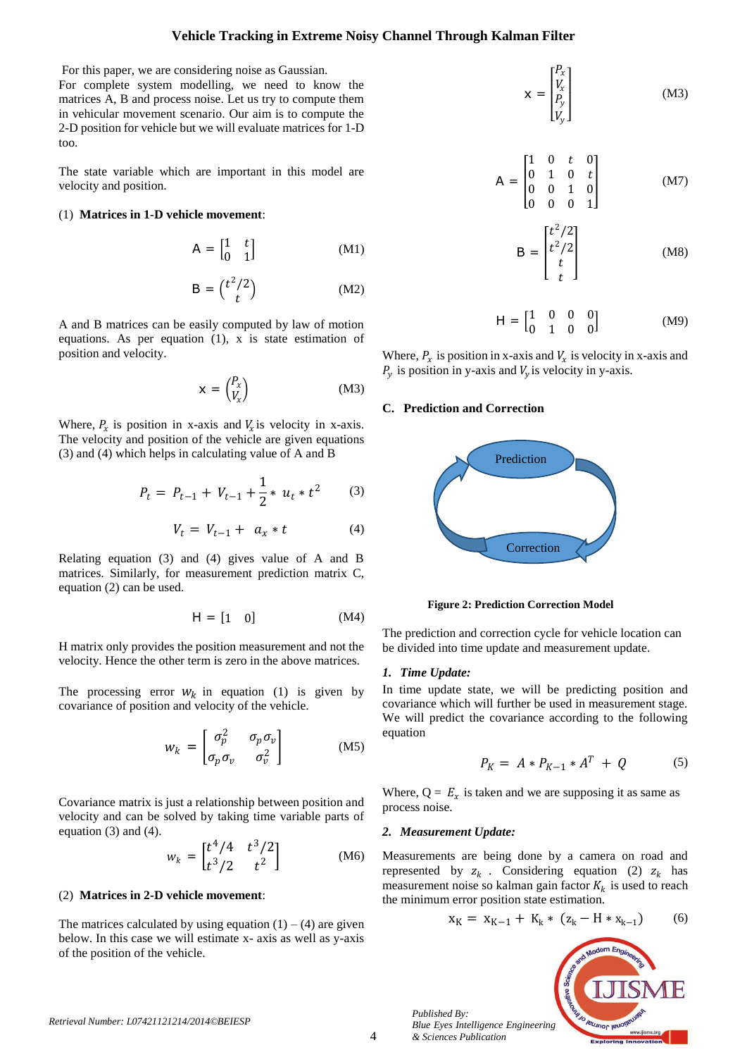For this paper, we are considering noise as Gaussian.
For complete system modelling, we need to know the matrices A, B and process noise. Let us try to compute them in vehicular movement scenario. Our aim is to compute the 2-D position for vehicle but we will evaluate matrices for 1-D too.

The state variable which are important in this model are velocity and position.

(1) **Matrices in 1-D vehicle movement**:

$$A = \begin{bmatrix} 1 & t \\ 0 & 1 \end{bmatrix} \quad \text{(M1)}$$

$$B = \begin{pmatrix} t^2/2 \\ t \end{pmatrix} \quad \text{(M2)}$$

A and B matrices can be easily computed by law of motion equations. As per equation (1), x is state estimation of position and velocity.

$$x = \begin{pmatrix} P_x \\ V_x \end{pmatrix} \quad \text{(M3)}$$

Where, $P_x$ is position in x-axis and $V_x$ is velocity in x-axis. The velocity and position of the vehicle are given equations (3) and (4) which helps in calculating value of A and B

$$P_t = P_{t-1} + V_{t-1} + \frac{1}{2} * u_t * t^2 \quad (3)$$

$$V_t = V_{t-1} + a_x * t \quad (4)$$

Relating equation (3) and (4) gives value of A and B matrices. Similarly, for measurement prediction matrix C, equation (2) can be used.

$$H = [1 \quad 0] \quad \text{(M4)}$$

H matrix only provides the position measurement and not the velocity. Hence the other term is zero in the above matrices.

The processing error $w_k$ in equation (1) is given by covariance of position and velocity of the vehicle.

$$w_k = \begin{bmatrix} \sigma_p^2 & \sigma_p \sigma_v \\ \sigma_p \sigma_v & \sigma_v^2 \end{bmatrix} \quad \text{(M5)}$$

Covariance matrix is just a relationship between position and velocity and can be solved by taking time variable parts of equation (3) and (4).

$$w_k = \begin{bmatrix} t^4/4 & t^3/2 \\ t^3/2 & t^2 \end{bmatrix} \quad \text{(M6)}$$

(2) **Matrices in 2-D vehicle movement**:

The matrices calculated by using equation (1) – (4) are given below. In this case we will estimate x- axis as well as y-axis of the position of the vehicle.

$$x = \begin{bmatrix} P_x \\ V_x \\ P_y \\ V_y \end{bmatrix} \quad \text{(M3)}$$

$$A = \begin{bmatrix} 1 & 0 & t & 0 \\ 0 & 1 & 0 & t \\ 0 & 0 & 1 & 0 \\ 0 & 0 & 0 & 1 \end{bmatrix} \quad \text{(M7)}$$

$$B = \begin{bmatrix} t^2/2 \\ t^2/2 \\ t \\ t \end{bmatrix} \quad \text{(M8)}$$

$$H = \begin{bmatrix} 1 & 0 & 0 & 0 \\ 0 & 1 & 0 & 0 \end{bmatrix} \quad \text{(M9)}$$

Where, $P_x$ is position in x-axis and $V_x$ is velocity in x-axis and $P_y$ is position in y-axis and $V_y$ is velocity in y-axis.

### C. Prediction and Correction

Prediction

Correction

**Figure 2: Prediction Correction Model**

The prediction and correction cycle for vehicle location can be divided into time update and measurement update.

#### 1. *Time Update:*

In time update state, we will be predicting position and covariance which will further be used in measurement stage. We will predict the covariance according to the following equation

$$P_K = A * P_{K-1} * A^T + Q \quad (5)$$

Where, Q = $E_x$ is taken and we are supposing it as same as process noise.

#### 2. *Measurement Update:*

Measurements are being done by a camera on road and represented by $z_k$ . Considering equation (2) $z_k$ has measurement noise so kalman gain factor $K_k$ is used to reach the minimum error position state estimation.

$$x_K = x_{K-1} + K_k * (z_k - H * x_{k-1}) \quad (6)$$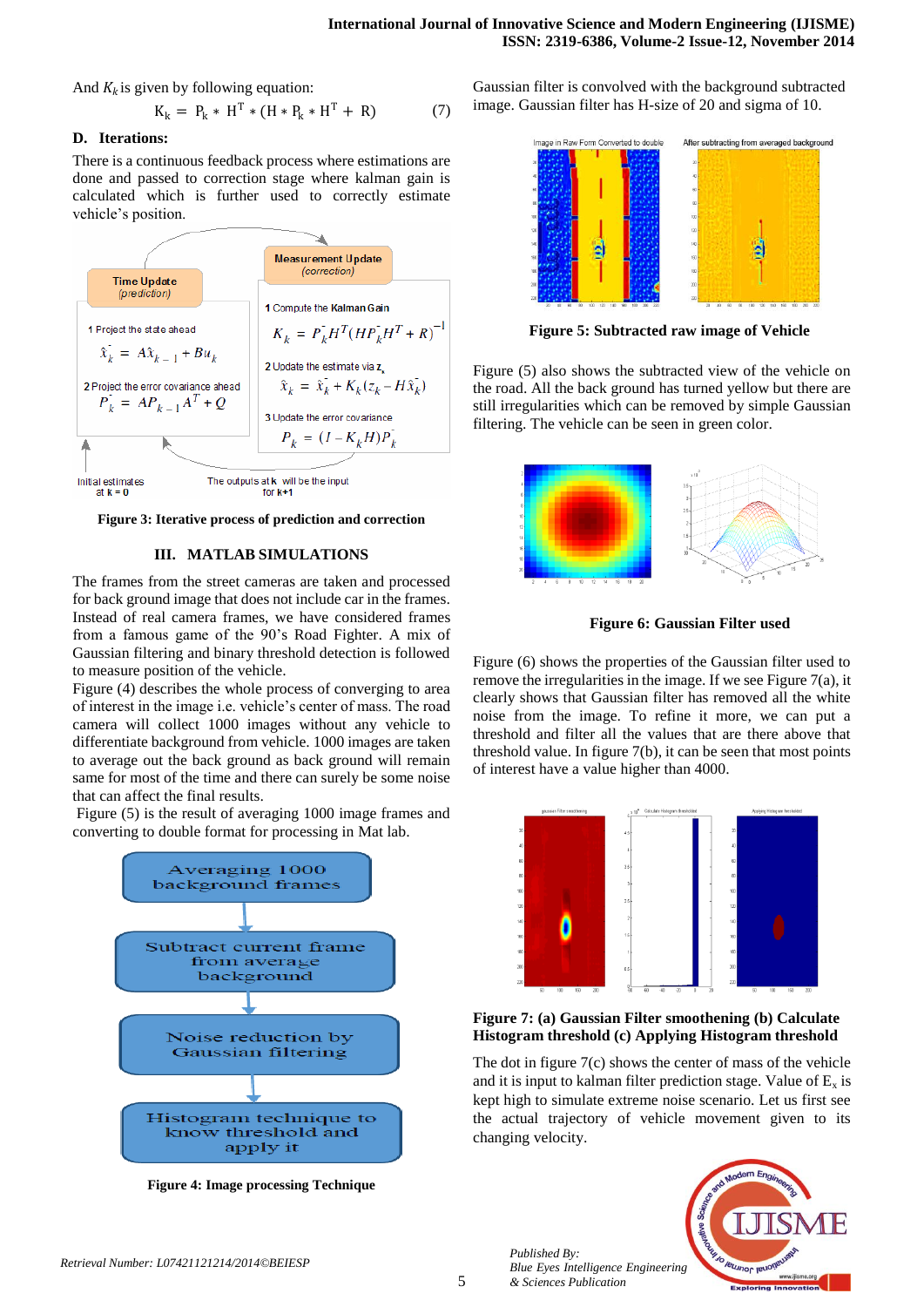And $K_k$ is given by following equation:

$$K_k = P_k * H^T * (H * P_k * H^T + R) \qquad (7)$$

### D. Iterations:

There is a continuous feedback process where estimations are done and passed to correction stage where kalman gain is calculated which is further used to correctly estimate vehicle's position.

Figure 3: Iterative process of prediction and correction

## III. MATLAB SIMULATIONS

The frames from the street cameras are taken and processed for back ground image that does not include car in the frames. Instead of real camera frames, we have considered frames from a famous game of the 90's Road Fighter. A mix of Gaussian filtering and binary threshold detection is followed to measure position of the vehicle.

Figure (4) describes the whole process of converging to area of interest in the image i.e. vehicle's center of mass. The road camera will collect 1000 images without any vehicle to differentiate background from vehicle. 1000 images are taken to average out the back ground as back ground will remain same for most of the time and there can surely be some noise that can affect the final results.

Figure (5) is the result of averaging 1000 image frames and converting to double format for processing in Mat lab.

Figure 4: Image processing Technique

Gaussian filter is convolved with the background subtracted image. Gaussian filter has H-size of 20 and sigma of 10.

Figure 5: Subtracted raw image of Vehicle

Figure (5) also shows the subtracted view of the vehicle on the road. All the back ground has turned yellow but there are still irregularities which can be removed by simple Gaussian filtering. The vehicle can be seen in green color.

Figure 6: Gaussian Filter used

Figure (6) shows the properties of the Gaussian filter used to remove the irregularities in the image. If we see Figure 7(a), it clearly shows that Gaussian filter has removed all the white noise from the image. To refine it more, we can put a threshold and filter all the values that are there above that threshold value. In figure 7(b), it can be seen that most points of interest have a value higher than 4000.

Figure 7: (a) Gaussian Filter smoothening (b) Calculate Histogram threshold (c) Applying Histogram threshold

The dot in figure 7(c) shows the center of mass of the vehicle and it is input to kalman filter prediction stage. Value of $E_x$ is kept high to simulate extreme noise scenario. Let us first see the actual trajectory of vehicle movement given to its changing velocity.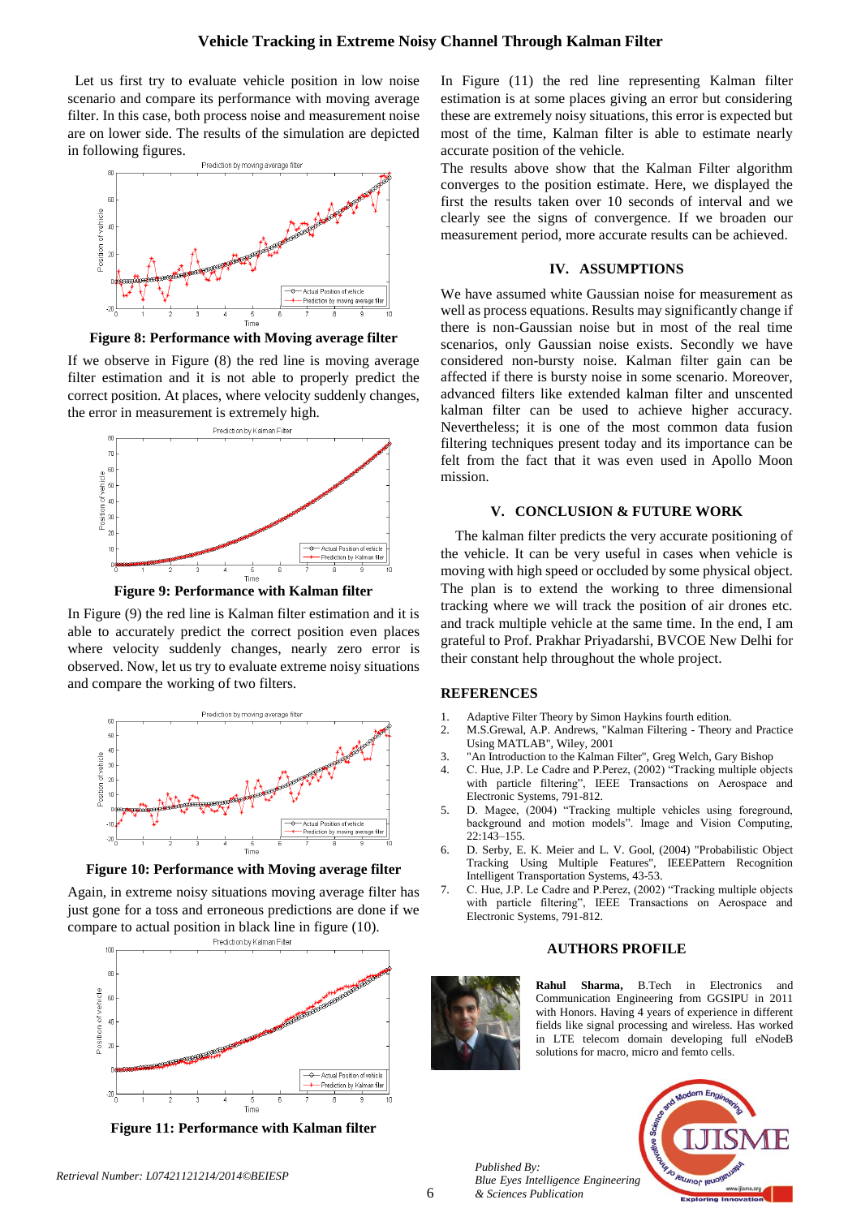Let us first try to evaluate vehicle position in low noise scenario and compare its performance with moving average filter. In this case, both process noise and measurement noise are on lower side. The results of the simulation are depicted in following figures.

Prediction by moving average filter

Position of vehicle

Time

Actual Position of vehicle

Prediction by moving average filter

**Figure 8: Performance with Moving average filter**

If we observe in Figure (8) the red line is moving average filter estimation and it is not able to properly predict the correct position. At places, where velocity suddenly changes, the error in measurement is extremely high.

Prediction by Kalman Filter

Position of vehicle

Time

Actual Position of vehicle

Prediction by Kalman filter

**Figure 9: Performance with Kalman filter**

In Figure (9) the red line is Kalman filter estimation and it is able to accurately predict the correct position even places where velocity suddenly changes, nearly zero error is observed. Now, let us try to evaluate extreme noisy situations and compare the working of two filters.

Prediction by moving average filter

Position of vehicle

Time

Actual Position of vehicle

Prediction by moving average filter

**Figure 10: Performance with Moving average filter**

Again, in extreme noisy situations moving average filter has just gone for a toss and erroneous predictions are done if we compare to actual position in black line in figure (10).

Prediction by Kalman Filter

Position of vehicle

Time

Actual Position of vehicle

Prediction by Kalman filter

**Figure 11: Performance with Kalman filter**

In Figure (11) the red line representing Kalman filter estimation is at some places giving an error but considering these are extremely noisy situations, this error is expected but most of the time, Kalman filter is able to estimate nearly accurate position of the vehicle.

The results above show that the Kalman Filter algorithm converges to the position estimate. Here, we displayed the first the results taken over 10 seconds of interval and we clearly see the signs of convergence. If we broaden our measurement period, more accurate results can be achieved.

## IV. ASSUMPTIONS

We have assumed white Gaussian noise for measurement as well as process equations. Results may significantly change if there is non-Gaussian noise but in most of the real time scenarios, only Gaussian noise exists. Secondly we have considered non-bursty noise. Kalman filter gain can be affected if there is bursty noise in some scenario. Moreover, advanced filters like extended kalman filter and unscented kalman filter can be used to achieve higher accuracy. Nevertheless; it is one of the most common data fusion filtering techniques present today and its importance can be felt from the fact that it was even used in Apollo Moon mission.

## V. CONCLUSION & FUTURE WORK

The kalman filter predicts the very accurate positioning of the vehicle. It can be very useful in cases when vehicle is moving with high speed or occluded by some physical object. The plan is to extend the working to three dimensional tracking where we will track the position of air drones etc. and track multiple vehicle at the same time. In the end, I am grateful to Prof. Prakhar Priyadarshi, BVCOE New Delhi for their constant help throughout the whole project.

## REFERENCES

1. Adaptive Filter Theory by Simon Haykins fourth edition.
2. M.S.Grewal, A.P. Andrews, "Kalman Filtering - Theory and Practice Using MATLAB", Wiley, 2001
3. "An Introduction to the Kalman Filter", Greg Welch, Gary Bishop
4. C. Hue, J.P. Le Cadre and P.Perez, (2002) "Tracking multiple objects with particle filtering", IEEE Transactions on Aerospace and Electronic Systems, 791-812.
5. D. Magee, (2004) "Tracking multiple vehicles using foreground, background and motion models". Image and Vision Computing, 22:143–155.
6. D. Serby, E. K. Meier and L. V. Gool, (2004) "Probabilistic Object Tracking Using Multiple Features", IEEEPattern Recognition Intelligent Transportation Systems, 43-53.
7. C. Hue, J.P. Le Cadre and P.Perez, (2002) "Tracking multiple objects with particle filtering", IEEE Transactions on Aerospace and Electronic Systems, 791-812.

## AUTHORS PROFILE

**Rahul Sharma,** B.Tech in Electronics and Communication Engineering from GGSIPU in 2011 with Honors. Having 4 years of experience in different fields like signal processing and wireless. Has worked in LTE telecom domain developing full eNodeB solutions for macro, micro and femto cells.